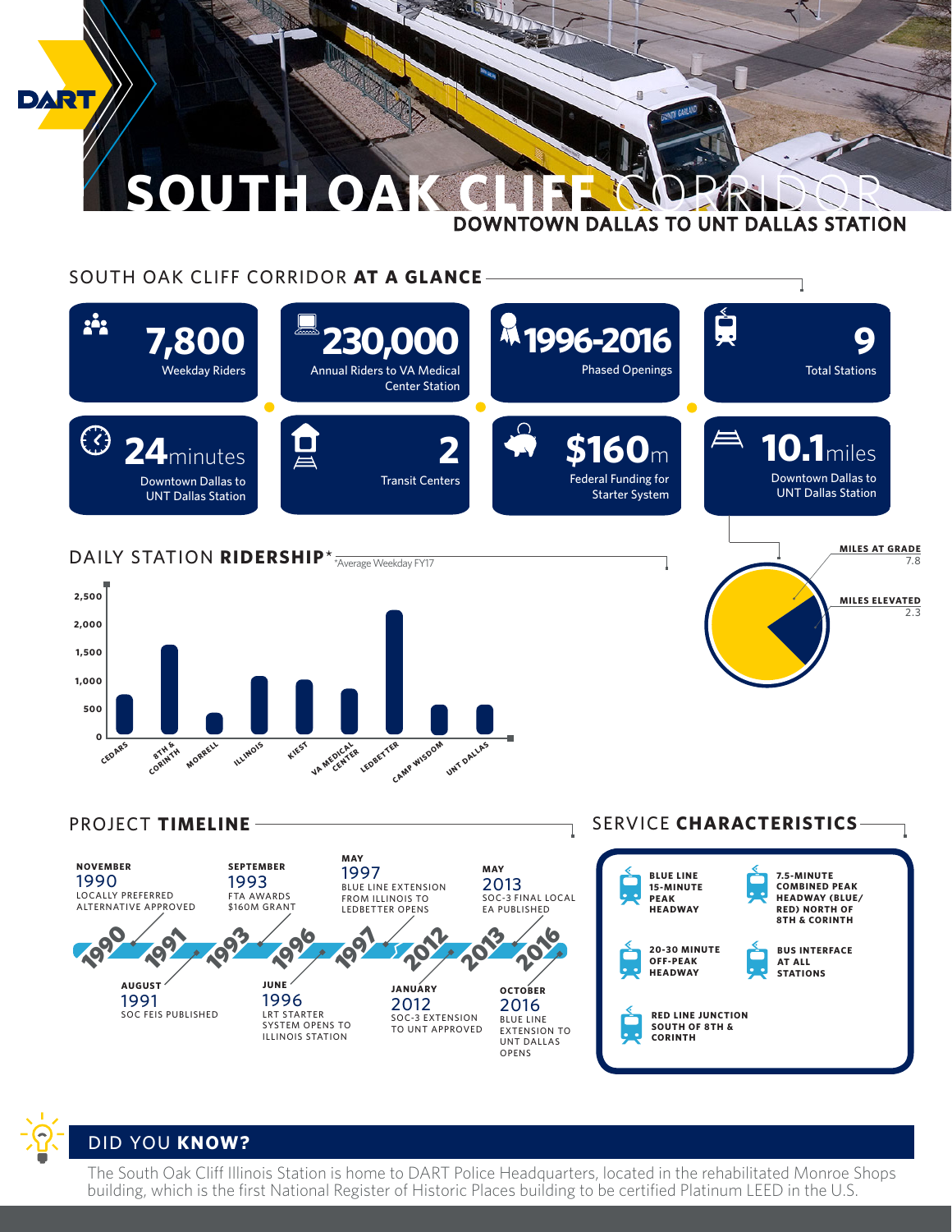DART

# SOUTH OAK CLIFF CORRIDOR

## DOWNTOWN DALLAS TO UNT DALLAS STATION

## SOUTH OAK CLIFF CORRIDOR **AT A GLANCE**

- **7,800** Weekday Riders
- **230,000** Annual Riders to VA Medical Center Station
- **1996-2016** Phased Openings
- **9** Total Stations
- **24** minutes Downtown Dallas to UNT Dallas Station
- **2** Transit Centers
- **$160** m Federal Funding for Starter System
- **10.1** miles Downtown Dallas to UNT Dallas Station

| | Miles |
|---|---|
| MILES AT GRADE | 7.8 |
| MILES ELEVATED | 2.3 |

## DAILY STATION **RIDERSHIP***

*Average Weekday FY17

Stations shown: Cedars, 8th & Corinth, Morrell, Illinois, Kiest, VA Medical Center, Ledbetter, Camp Wisdom, UNT Dallas (axis 0–2,500)

## PROJECT **TIMELINE**

- **NOVEMBER 1990** — LOCALLY PREFERRED ALTERNATIVE APPROVED
- **AUGUST 1991** — SOC FEIS PUBLISHED
- **SEPTEMBER 1993** — FTA AWARDS $160M GRANT
- **JUNE 1996** — LRT STARTER SYSTEM OPENS TO ILLINOIS STATION
- **MAY 1997** — BLUE LINE EXTENSION FROM ILLINOIS TO LEDBETTER OPENS
- **JANUARY 2012** — SOC-3 EXTENSION TO UNT APPROVED
- **MAY 2013** — SOC-3 FINAL LOCAL EA PUBLISHED
- **OCTOBER 2016** — BLUE LINE EXTENSION TO UNT DALLAS OPENS

## SERVICE **CHARACTERISTICS**

- BLUE LINE 15-MINUTE PEAK HEADWAY
- 7.5-MINUTE COMBINED PEAK HEADWAY (BLUE/ RED) NORTH OF 8TH & CORINTH
- 20-30 MINUTE OFF-PEAK HEADWAY
- BUS INTERFACE AT ALL STATIONS
- RED LINE JUNCTION SOUTH OF 8TH & CORINTH

## DID YOU **KNOW?**

The South Oak Cliff Illinois Station is home to DART Police Headquarters, located in the rehabilitated Monroe Shops building, which is the first National Register of Historic Places building to be certified Platinum LEED in the U.S.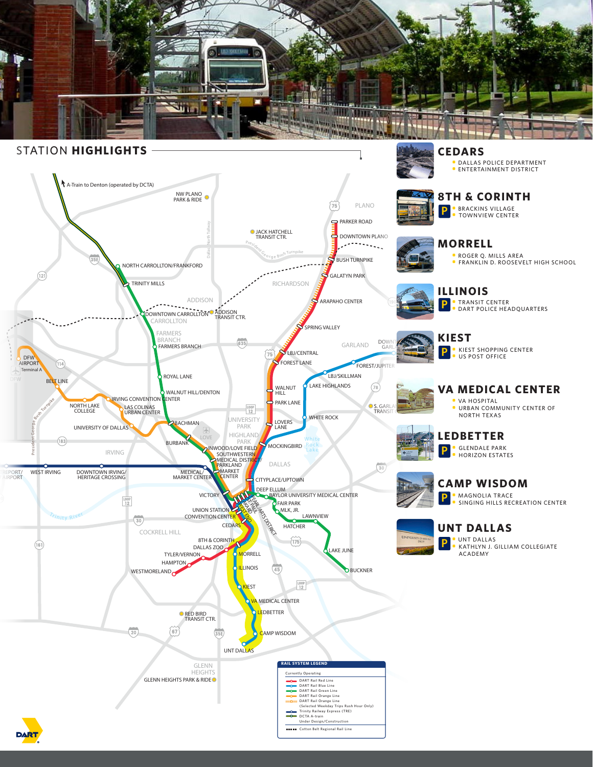# STATION HIGHLIGHTS

## CEDARS
- DALLAS POLICE DEPARTMENT
- ENTERTAINMENT DISTRICT

## 8TH & CORINTH
P
- BRACKINS VILLAGE
- TOWNVIEW CENTER

## MORRELL
- ROGER Q. MILLS AREA
- FRANKLIN D. ROOSEVELT HIGH SCHOOL

## ILLINOIS
P
- TRANSIT CENTER
- DART POLICE HEADQUARTERS

## KIEST
P
- KIEST SHOPPING CENTER
- US POST OFFICE

## VA MEDICAL CENTER
- VA HOSPITAL
- URBAN COMMUNITY CENTER OF NORTH TEXAS

## LEDBETTER
P
- GLENDALE PARK
- HORIZON ESTATES

## CAMP WISDOM
P
- MAGNOLIA TRACE
- SINGING HILLS RECREATION CENTER

## UNT DALLAS
P
- UNT DALLAS
- KATHLYN J. GILLIAM COLLEGIATE ACADEMY

A-Train to Denton (operated by DCTA)

NW PLANO PARK & RIDE
PLANO
PARKER ROAD
DOWNTOWN PLANO
JACK HATCHELL TRANSIT CTR.
BUSH TURNPIKE
GALATYN PARK
NORTH CARROLLTON/FRANKFORD
TRINITY MILLS
RICHARDSON
ADDISON
ARAPAHO CENTER
DOWNTOWN CARROLLTON
ADDISON TRANSIT CTR.
CARROLLTON
SPRING VALLEY
FARMERS BRANCH
GARLAND
DOWNTOWN GARLAND
LBJ/CENTRAL
DFW AIRPORT Terminal A
FOREST LANE
FOREST/JUPITER
LBJ/SKILLMAN
ROYAL LANE
BELT LINE
LAKE HIGHLANDS
WALNUT HILL
WALNUT HILL/DENTON
IRVING CONVENTION CENTER
NORTH LAKE COLLEGE
LAS COLINAS URBAN CENTER
PARK LANE
S. GARLAND TRANSIT CTR.
UNIVERSITY PARK
WHITE ROCK
BACHMAN
UNIVERSITY OF DALLAS
LOVERS LANE
HIGHLAND PARK
White Rock Lake
BURBANK
MOCKINGBIRD
INWOOD/LOVE FIELD
IRVING
SOUTHWESTERN MEDICAL DISTRICT/PARKLAND
DALLAS
CENTREPORT/DFW AIRPORT
WEST IRVING
DOWNTOWN IRVING/HERITAGE CROSSING
MEDICAL/MARKET CENTER
MARKET CENTER
CITYPLACE/UPTOWN
DEEP ELLUM
VICTORY
BAYLOR UNIVERSITY MEDICAL CENTER
FAIR PARK
MLK, JR.
UNION STATION
CONVENTION CENTER
PEARL/ARTS DISTRICT
ST. PAUL
AKARD
WEST END
LAWNVIEW
CEDARS
HATCHER
COCKRELL HILL
Trinity River
8TH & CORINTH
DALLAS ZOO
LAKE JUNE
MORRELL
TYLER/VERNON
HAMPTON
ILLINOIS
BUCKNER
WESTMORELAND
KIEST
VA MEDICAL CENTER
LEDBETTER
RED BIRD TRANSIT CTR.
CAMP WISDOM
UNT DALLAS
GLENN HEIGHTS
GLENN HEIGHTS PARK & RIDE

**RAIL SYSTEM LEGEND**

Currently Operating
- DART Rail Red Line
- DART Rail Blue Line
- DART Rail Green Line
- DART Rail Orange Line
- DART Rail Orange Line (Selected Weekday Trips Rush Hour Only)
- Trinity Railway Express (TRE)
- DCTA A-train

Under Design/Construction
- Cotton Belt Regional Rail Line

DART